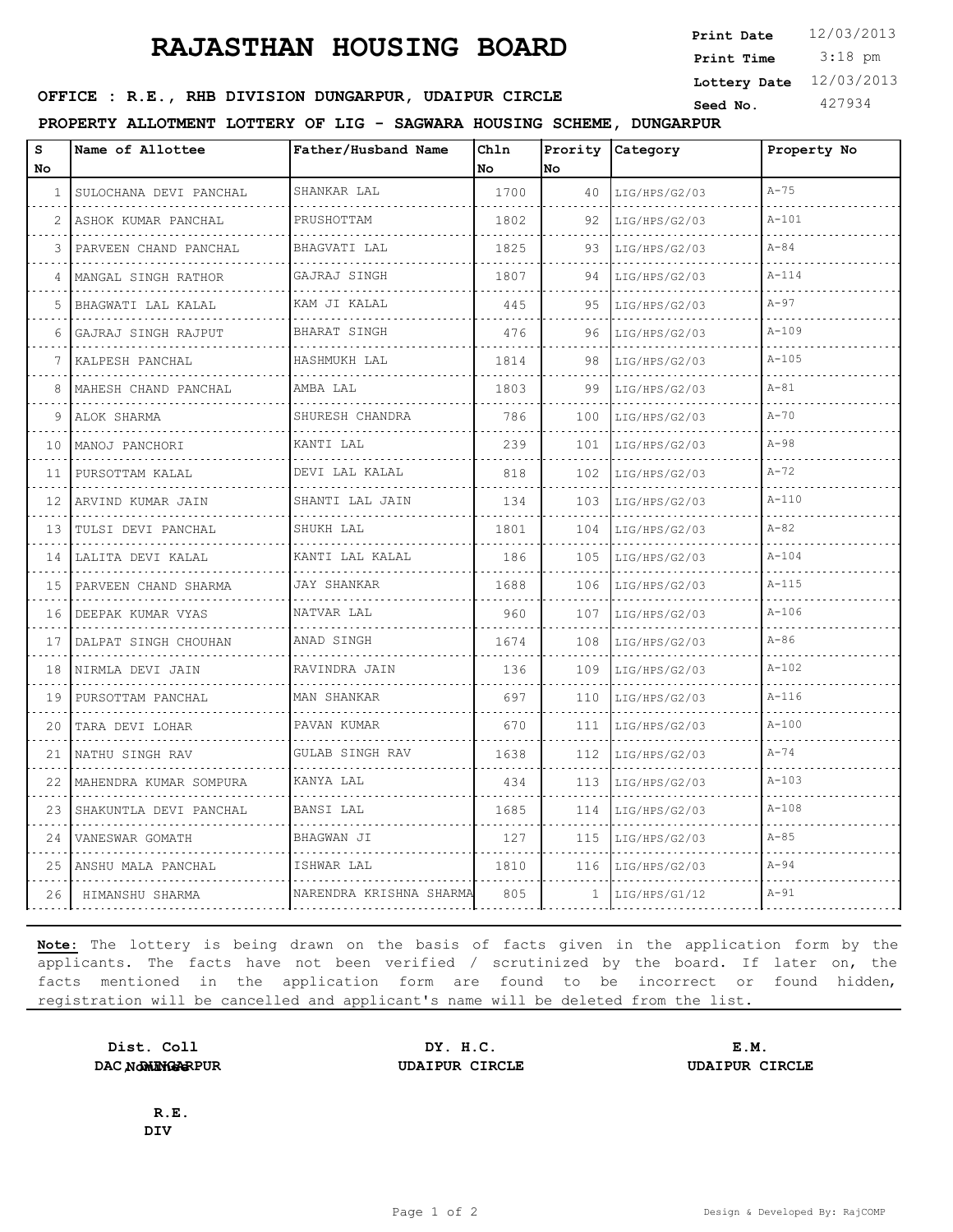# RAJASTHAN HOUSING BOARD

**Print Date** 12/03/2013
**Print Time** 3:18 pm
**Lottery Date** 12/03/2013
**Seed No.** 427934

**OFFICE : R.E., RHB DIVISION DUNGARPUR, UDAIPUR CIRCLE**

**PROPERTY ALLOTMENT LOTTERY OF LIG - SAGWARA HOUSING SCHEME, DUNGARPUR**

| S No | Name of Allottee | Father/Husband Name | Chln No | Prority No | Category | Property No |
|---|---|---|---|---|---|---|
| 1 | SULOCHANA DEVI PANCHAL | SHANKAR LAL | 1700 | 40 | LIG/HPS/G2/03 | A-75 |
| 2 | ASHOK KUMAR PANCHAL | PRUSHOTTAM | 1802 | 92 | LIG/HPS/G2/03 | A-101 |
| 3 | PARVEEN CHAND PANCHAL | BHAGVATI LAL | 1825 | 93 | LIG/HPS/G2/03 | A-84 |
| 4 | MANGAL SINGH RATHOR | GAJRAJ SINGH | 1807 | 94 | LIG/HPS/G2/03 | A-114 |
| 5 | BHAGWATI LAL KALAL | KAM JI KALAL | 445 | 95 | LIG/HPS/G2/03 | A-97 |
| 6 | GAJRAJ SINGH RAJPUT | BHARAT SINGH | 476 | 96 | LIG/HPS/G2/03 | A-109 |
| 7 | KALPESH PANCHAL | HASHMUKH LAL | 1814 | 98 | LIG/HPS/G2/03 | A-105 |
| 8 | MAHESH CHAND PANCHAL | AMBA LAL | 1803 | 99 | LIG/HPS/G2/03 | A-81 |
| 9 | ALOK SHARMA | SHURESH CHANDRA | 786 | 100 | LIG/HPS/G2/03 | A-70 |
| 10 | MANOJ PANCHORI | KANTI LAL | 239 | 101 | LIG/HPS/G2/03 | A-98 |
| 11 | PURSOTTAM KALAL | DEVI LAL KALAL | 818 | 102 | LIG/HPS/G2/03 | A-72 |
| 12 | ARVIND KUMAR JAIN | SHANTI LAL JAIN | 134 | 103 | LIG/HPS/G2/03 | A-110 |
| 13 | TULSI DEVI PANCHAL | SHUKH LAL | 1801 | 104 | LIG/HPS/G2/03 | A-82 |
| 14 | LALITA DEVI KALAL | KANTI LAL KALAL | 186 | 105 | LIG/HPS/G2/03 | A-104 |
| 15 | PARVEEN CHAND SHARMA | JAY SHANKAR | 1688 | 106 | LIG/HPS/G2/03 | A-115 |
| 16 | DEEPAK KUMAR VYAS | NATVAR LAL | 960 | 107 | LIG/HPS/G2/03 | A-106 |
| 17 | DALPAT SINGH CHOUHAN | ANAD SINGH | 1674 | 108 | LIG/HPS/G2/03 | A-86 |
| 18 | NIRMLA DEVI JAIN | RAVINDRA JAIN | 136 | 109 | LIG/HPS/G2/03 | A-102 |
| 19 | PURSOTTAM PANCHAL | MAN SHANKAR | 697 | 110 | LIG/HPS/G2/03 | A-116 |
| 20 | TARA DEVI LOHAR | PAVAN KUMAR | 670 | 111 | LIG/HPS/G2/03 | A-100 |
| 21 | NATHU SINGH RAV | GULAB SINGH RAV | 1638 | 112 | LIG/HPS/G2/03 | A-74 |
| 22 | MAHENDRA KUMAR SOMPURA | KANYA LAL | 434 | 113 | LIG/HPS/G2/03 | A-103 |
| 23 | SHAKUNTLA DEVI PANCHAL | BANSI LAL | 1685 | 114 | LIG/HPS/G2/03 | A-108 |
| 24 | VANESWAR GOMATH | BHAGWAN JI | 127 | 115 | LIG/HPS/G2/03 | A-85 |
| 25 | ANSHU MALA PANCHAL | ISHWAR LAL | 1810 | 116 | LIG/HPS/G2/03 | A-94 |
| 26 | HIMANSHU SHARMA | NARENDRA KRISHNA SHARMA | 805 | 1 | LIG/HPS/G1/12 | A-91 |

**Note:** The lottery is being drawn on the basis of facts given in the application form by the applicants. The facts have not been verified / scrutinized by the board. If later on, the facts mentioned in the application form are found to be incorrect or found hidden, registration will be cancelled and applicant's name will be deleted from the list.

**Dist. Coll**
**DAC Nominee DUNGARPUR**

**DY. H.C.**
**UDAIPUR CIRCLE**

**E.M.**
**UDAIPUR CIRCLE**

**R.E.**
**DIV**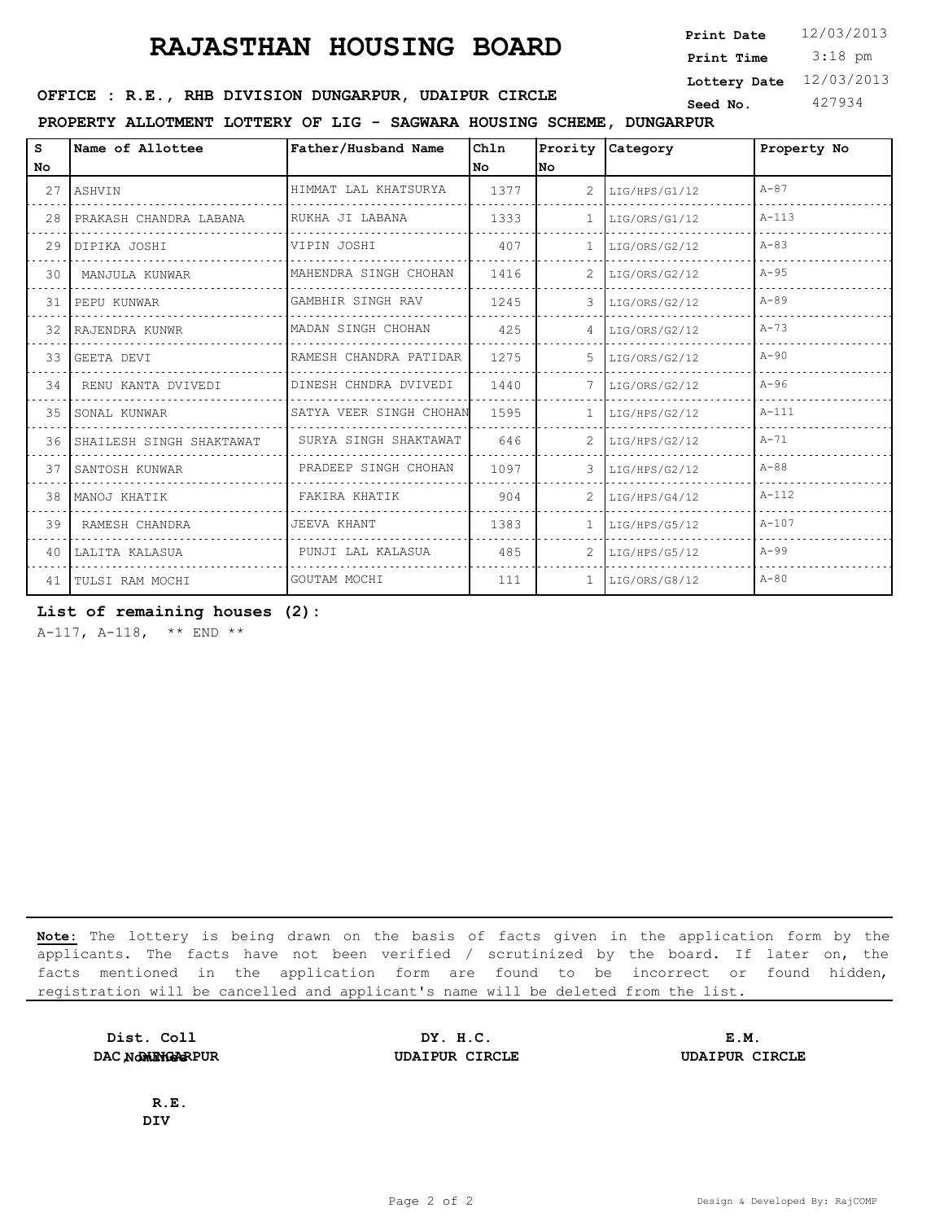# RAJASTHAN HOUSING BOARD

**Print Date** 12/03/2013
**Print Time** 3:18 pm
**Lottery Date** 12/03/2013
**Seed No.** 427934

**OFFICE : R.E., RHB DIVISION DUNGARPUR, UDAIPUR CIRCLE**

**PROPERTY ALLOTMENT LOTTERY OF LIG - SAGWARA HOUSING SCHEME, DUNGARPUR**

| S No | Name of Allottee | Father/Husband Name | Chln No | Prority No | Category | Property No |
|---|---|---|---|---|---|---|
| 27 | ASHVIN | HIMMAT LAL KHATSURYA | 1377 | 2 | LIG/HPS/G1/12 | A-87 |
| 28 | PRAKASH CHANDRA LABANA | RUKHA JI LABANA | 1333 | 1 | LIG/ORS/G1/12 | A-113 |
| 29 | DIPIKA JOSHI | VIPIN JOSHI | 407 | 1 | LIG/ORS/G2/12 | A-83 |
| 30 | MANJULA KUNWAR | MAHENDRA SINGH CHOHAN | 1416 | 2 | LIG/ORS/G2/12 | A-95 |
| 31 | PEPU KUNWAR | GAMBHIR SINGH RAV | 1245 | 3 | LIG/ORS/G2/12 | A-89 |
| 32 | RAJENDRA KUNWR | MADAN SINGH CHOHAN | 425 | 4 | LIG/ORS/G2/12 | A-73 |
| 33 | GEETA DEVI | RAMESH CHANDRA PATIDAR | 1275 | 5 | LIG/ORS/G2/12 | A-90 |
| 34 | RENU KANTA DVIVEDI | DINESH CHNDRA DVIVEDI | 1440 | 7 | LIG/ORS/G2/12 | A-96 |
| 35 | SONAL KUNWAR | SATYA VEER SINGH CHOHAN | 1595 | 1 | LIG/HPS/G2/12 | A-111 |
| 36 | SHAILESH SINGH SHAKTAWAT | SURYA SINGH SHAKTAWAT | 646 | 2 | LIG/HPS/G2/12 | A-71 |
| 37 | SANTOSH KUNWAR | PRADEEP SINGH CHOHAN | 1097 | 3 | LIG/HPS/G2/12 | A-88 |
| 38 | MANOJ KHATIK | FAKIRA KHATIK | 904 | 2 | LIG/HPS/G4/12 | A-112 |
| 39 | RAMESH CHANDRA | JEEVA KHANT | 1383 | 1 | LIG/HPS/G5/12 | A-107 |
| 40 | LALITA KALASUA | PUNJI LAL KALASUA | 485 | 2 | LIG/HPS/G5/12 | A-99 |
| 41 | TULSI RAM MOCHI | GOUTAM MOCHI | 111 | 1 | LIG/ORS/G8/12 | A-80 |

**List of remaining houses (2):**

A-117, A-118, ** END **

**Note:** The lottery is being drawn on the basis of facts given in the application form by the applicants. The facts have not been verified / scrutinized by the board. If later on, the facts mentioned in the application form are found to be incorrect or found hidden, registration will be cancelled and applicant's name will be deleted from the list.

**Dist. Coll**
**DAC Nominee DUNGARPUR**

**DY. H.C.**
**UDAIPUR CIRCLE**

**E.M.**
**UDAIPUR CIRCLE**

**R.E.**
**DIV**

Design & Developed By: RajCOMP